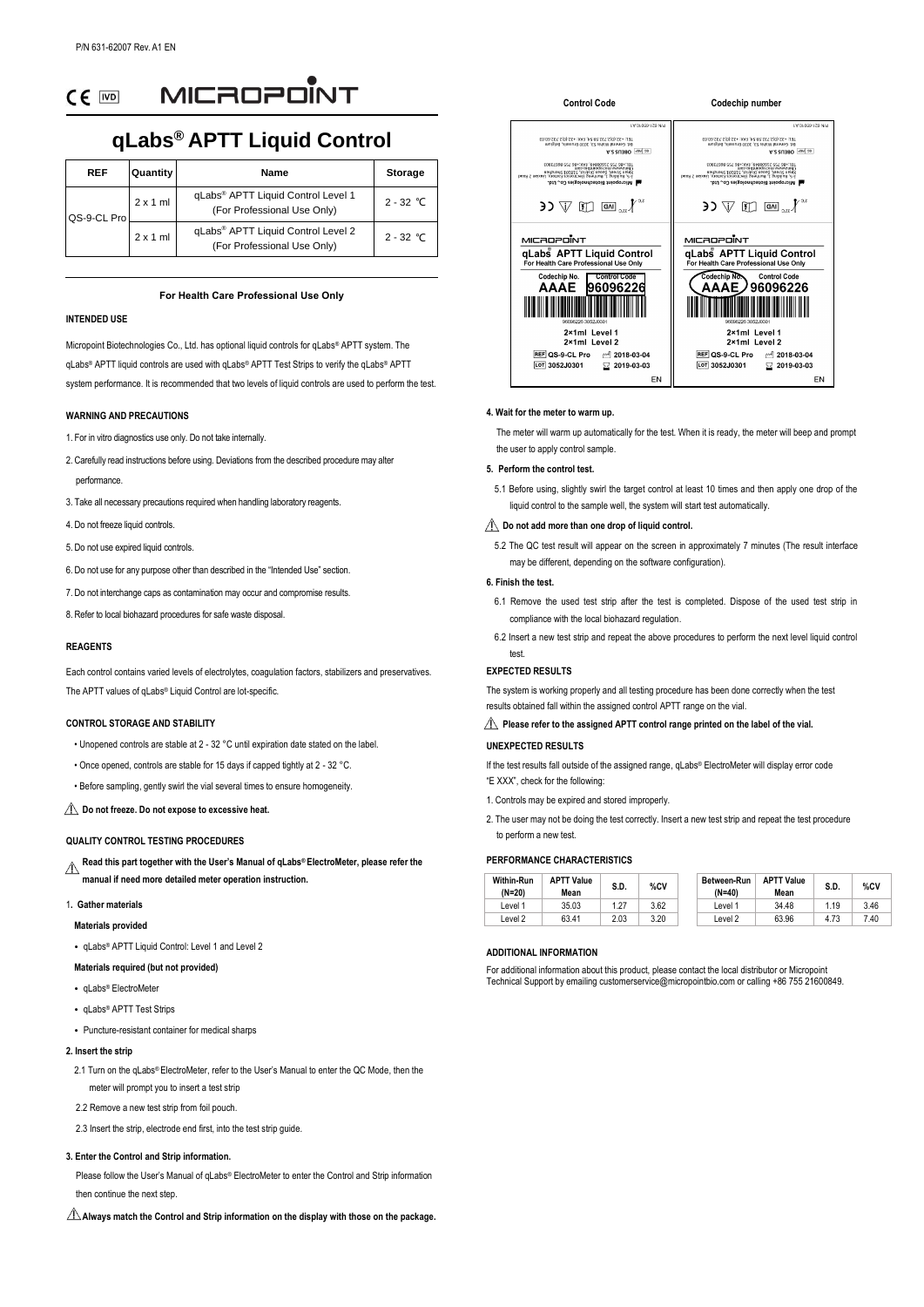P/N 631-62007 Rev. A1 EN

CE IVD MICROPOINT

# qLabs® APTT Liquid Control

| REF | Quantity | Name | Storage |
|---|---|---|---|
| QS-9-CL Pro | 2 x 1 ml | qLabs® APTT Liquid Control Level 1 (For Professional Use Only) | 2 - 32 ℃ |
| | 2 x 1 ml | qLabs® APTT Liquid Control Level 2 (For Professional Use Only) | 2 - 32 ℃ |

**For Health Care Professional Use Only**

### INTENDED USE

Micropoint Biotechnologies Co., Ltd. has optional liquid controls for qLabs® APTT system. The qLabs® APTT liquid controls are used with qLabs® APTT Test Strips to verify the qLabs® APTT system performance. It is recommended that two levels of liquid controls are used to perform the test.

### WARNING AND PRECAUTIONS

1. For in vitro diagnostics use only. Do not take internally.
2. Carefully read instructions before using. Deviations from the described procedure may alter performance.
3. Take all necessary precautions required when handling laboratory reagents.
4. Do not freeze liquid controls.
5. Do not use expired liquid controls.
6. Do not use for any purpose other than described in the "Intended Use" section.
7. Do not interchange caps as contamination may occur and compromise results.
8. Refer to local biohazard procedures for safe waste disposal.

### REAGENTS

Each control contains varied levels of electrolytes, coagulation factors, stabilizers and preservatives. The APTT values of qLabs® Liquid Control are lot-specific.

### CONTROL STORAGE AND STABILITY

- Unopened controls are stable at 2 - 32 °C until expiration date stated on the label.
- Once opened, controls are stable for 15 days if capped tightly at 2 - 32 °C.
- Before sampling, gently swirl the vial several times to ensure homogeneity.

⚠ **Do not freeze. Do not expose to excessive heat.**

### QUALITY CONTROL TESTING PROCEDURES

⚠ **Read this part together with the User's Manual of qLabs® ElectroMeter, please refer the manual if need more detailed meter operation instruction.**

**1. Gather materials**

**Materials provided**

- qLabs® APTT Liquid Control: Level 1 and Level 2

**Materials required (but not provided)**

- qLabs® ElectroMeter
- qLabs® APTT Test Strips
- Puncture-resistant container for medical sharps

**2. Insert the strip**

2.1 Turn on the qLabs® ElectroMeter, refer to the User's Manual to enter the QC Mode, then the meter will prompt you to insert a test strip

2.2 Remove a new test strip from foil pouch.

2.3 Insert the strip, electrode end first, into the test strip guide.

**3. Enter the Control and Strip information.**

Please follow the User's Manual of qLabs® ElectroMeter to enter the Control and Strip information then continue the next step.

⚠ **Always match the Control and Strip information on the display with those on the package.**

| Control Code | Codechip number |
|---|---|
| MICROPOINT qLabs® APTT Liquid Control, For Health Care Professional Use Only; Codechip No. AAAE; Control Code 96096226; 2×1ml Level 1; 2×1ml Level 2; REF QS-9-CL Pro; 2018-03-04; LOT 3052J0301; 2019-03-03; EN | MICROPOINT qLabs® APTT Liquid Control, For Health Care Professional Use Only; Codechip No. AAAE; Control Code 96096226; 2×1ml Level 1; 2×1ml Level 2; REF QS-9-CL Pro; 2018-03-04; LOT 3052J0301; 2019-03-03; EN |

**4. Wait for the meter to warm up.**

The meter will warm up automatically for the test. When it is ready, the meter will beep and prompt the user to apply control sample.

**5. Perform the control test.**

5.1 Before using, slightly swirl the target control at least 10 times and then apply one drop of the liquid control to the sample well, the system will start test automatically.

⚠ **Do not add more than one drop of liquid control.**

5.2 The QC test result will appear on the screen in approximately 7 minutes (The result interface may be different, depending on the software configuration).

**6. Finish the test.**

6.1 Remove the used test strip after the test is completed. Dispose of the used test strip in compliance with the local biohazard regulation.

6.2 Insert a new test strip and repeat the above procedures to perform the next level liquid control test.

### EXPECTED RESULTS

The system is working properly and all testing procedure has been done correctly when the test results obtained fall within the assigned control APTT range on the vial.

⚠ **Please refer to the assigned APTT control range printed on the label of the vial.**

### UNEXPECTED RESULTS

If the test results fall outside of the assigned range, qLabs® ElectroMeter will display error code "E XXX", check for the following:

1. Controls may be expired and stored improperly.
2. The user may not be doing the test correctly. Insert a new test strip and repeat the test procedure to perform a new test.

### PERFORMANCE CHARACTERISTICS

| Within-Run (N=20) | APTT Value Mean | S.D. | %CV |
|---|---|---|---|
| Level 1 | 35.03 | 1.27 | 3.62 |
| Level 2 | 63.41 | 2.03 | 3.20 |

| Between-Run (N=40) | APTT Value Mean | S.D. | %CV |
|---|---|---|---|
| Level 1 | 34.48 | 1.19 | 3.46 |
| Level 2 | 63.96 | 4.73 | 7.40 |

### ADDITIONAL INFORMATION

For additional information about this product, please contact the local distributor or Micropoint Technical Support by emailing customerservice@micropointbio.com or calling +86 755 21600849.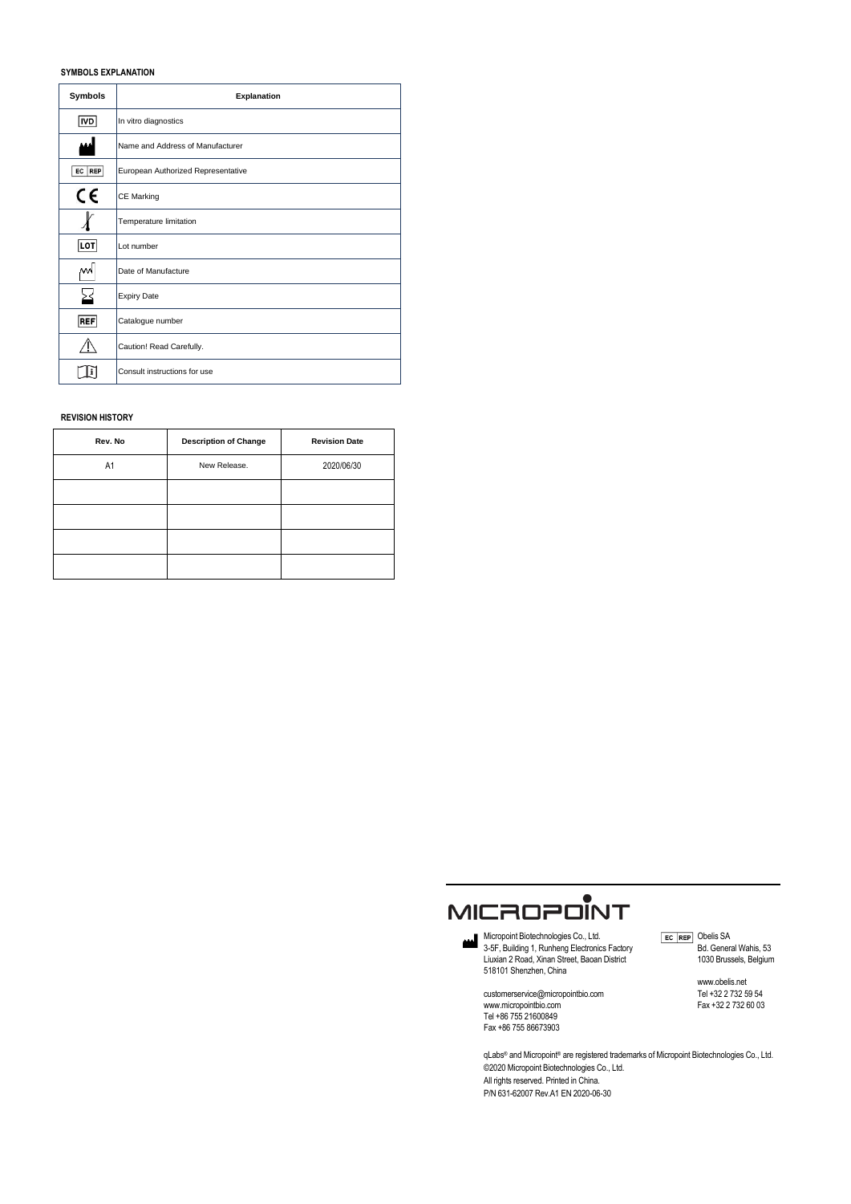**SYMBOLS EXPLANATION**

| Symbols | Explanation |
| --- | --- |
| IVD | In vitro diagnostics |
| | Name and Address of Manufacturer |
| EC REP | European Authorized Representative |
| CE | CE Marking |
| | Temperature limitation |
| LOT | Lot number |
| | Date of Manufacture |
| | Expiry Date |
| REF | Catalogue number |
| | Caution! Read Carefully. |
| | Consult instructions for use |

**REVISION HISTORY**

| Rev. No | Description of Change | Revision Date |
| --- | --- | --- |
| A1 | New Release. | 2020/06/30 |
| | | |
| | | |
| | | |
| | | |

MICROPOINT

Micropoint Biotechnologies Co., Ltd.
3-5F, Building 1, Runheng Electronics Factory
Liuxian 2 Road, Xinan Street, Baoan District
518101 Shenzhen, China

customerservice@micropointbio.com
www.micropointbio.com
Tel +86 755 21600849
Fax +86 755 86673903

EC REP Obelis SA
Bd. General Wahis, 53
1030 Brussels, Belgium

www.obelis.net
Tel +32 2 732 59 54
Fax +32 2 732 60 03

qLabs® and Micropoint® are registered trademarks of Micropoint Biotechnologies Co., Ltd.
©2020 Micropoint Biotechnologies Co., Ltd.
All rights reserved. Printed in China.
P/N 631-62007 Rev.A1 EN 2020-06-30